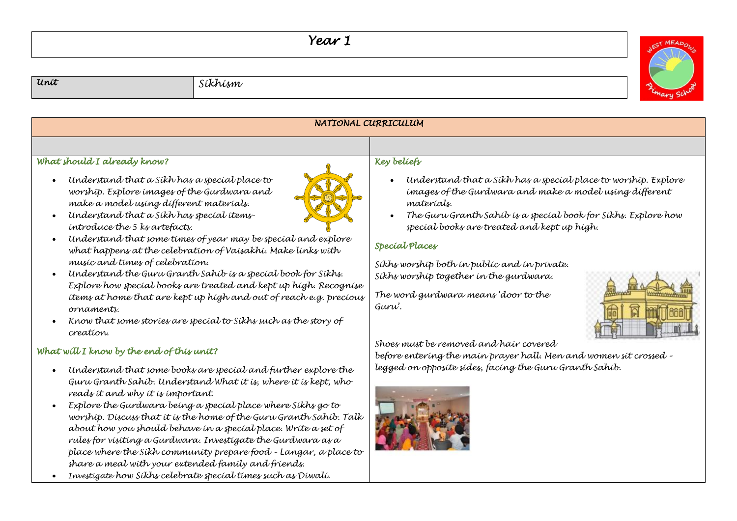# Year 1

| Unit | Sikhism |
| --- | --- |

## NATIONAL CURRICULUM

### What should I already know?

- Understand that a Sikh has a special place to worship. Explore images of the Gurdwara and make a model using different materials.
- Understand that a Sikh has special items- introduce the 5 ks artefacts.
- Understand that some times of year may be special and explore what happens at the celebration of Vaisakhi. Make links with music and times of celebration.
- Understand the Guru Granth Sahib is a special book for Sikhs. Explore how special books are treated and kept up high. Recognise items at home that are kept up high and out of reach e.g. precious ornaments.
- Know that some stories are special to Sikhs such as the story of creation.

### What will I know by the end of this unit?

- Understand that some books are special and further explore the Guru Granth Sahib. Understand What it is, where it is kept, who reads it and why it is important.
- Explore the Gurdwara being a special place where Sikhs go to worship. Discuss that it is the home of the Guru Granth Sahib. Talk about how you should behave in a special place. Write a set of rules for visiting a Gurdwara. Investigate the Gurdwara as a place where the Sikh community prepare food – Langar, a place to share a meal with your extended family and friends.
- Investigate how Sikhs celebrate special times such as Diwali.

### Key beliefs

- Understand that a Sikh has a special place to worship. Explore images of the Gurdwara and make a model using different materials.
- The Guru Granth Sahib is a special book for Sikhs. Explore how special books are treated and kept up high.

### Special Places

Sikhs worship both in public and in private. Sikhs worship together in the gurdwara.

The word gurdwara means 'door to the Guru'.

Shoes must be removed and hair covered before entering the main prayer hall. Men and women sit crossed – legged on opposite sides, facing the Guru Granth Sahib.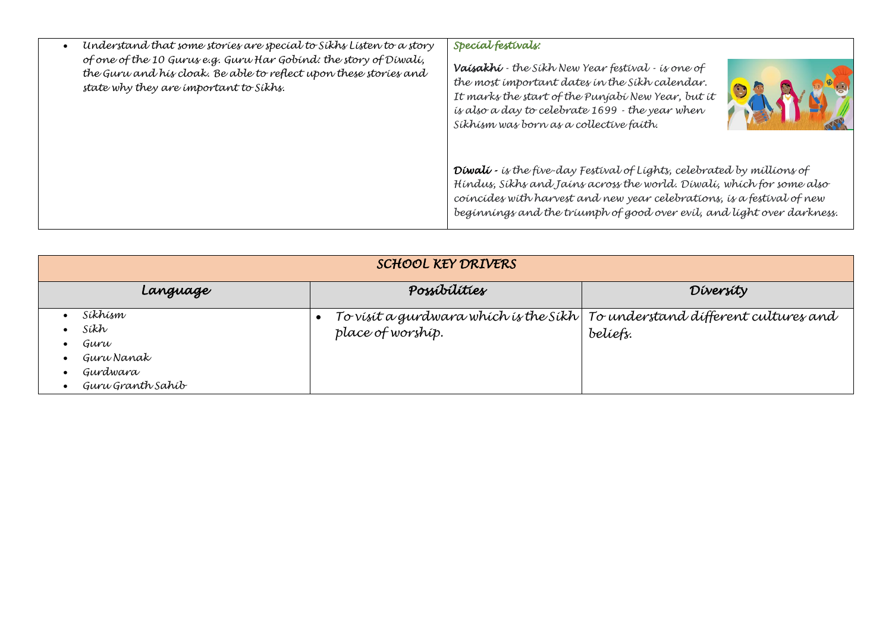| | |
|---|---|
| • Understand that some stories are special to Sikhs Listen to a story of one of the 10 Gurus e.g. Guru Har Gobind: the story of Diwali, the Guru and his cloak. Be able to reflect upon these stories and state why they are important to Sikhs. | *Special festivals:*<br><br>**Vaisakhi** - the Sikh New Year festival - is one of the most important dates in the Sikh calendar. It marks the start of the Punjabi New Year, but it is also a day to celebrate 1699 - the year when Sikhism was born as a collective faith.<br><br>**Diwali** - is the five-day Festival of Lights, celebrated by millions of Hindus, Sikhs and Jains across the world. Diwali, which for some also coincides with harvest and new year celebrations, is a festival of new beginnings and the triumph of good over evil, and light over darkness. |

| SCHOOL KEY DRIVERS | | |
|---|---|---|
| **Language** | **Possibilities** | **Diversity** |
| • Sikhism<br>• Sikh<br>• Guru<br>• Guru Nanak<br>• Gurdwara<br>• Guru Granth Sahib | • To visit a gurdwara which is the Sikh place of worship. | To understand different cultures and beliefs. |